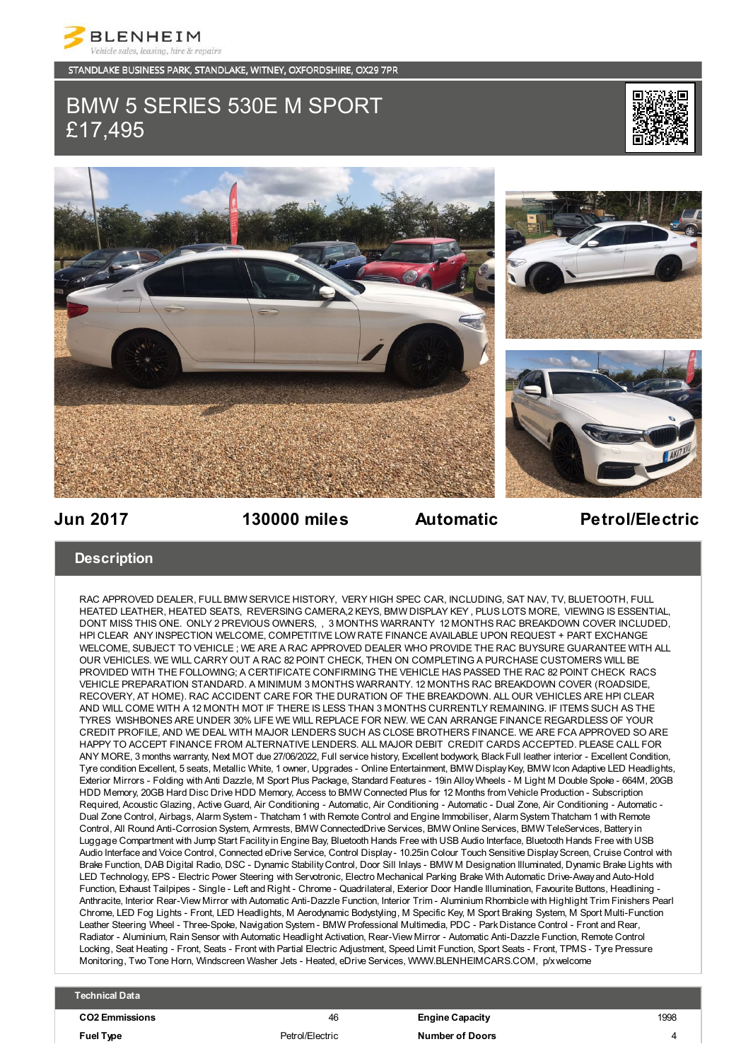BLENHEIM
*Vehicle sales, leasing, hire & repairs*

STANDLAKE BUSINESS PARK, STANDLAKE, WITNEY, OXFORDSHIRE, OX29 7PR

# BMW 5 SERIES 530E M SPORT
# £17,495

**Jun 2017** | **130000 miles** | **Automatic** | **Petrol/Electric**

## Description

RAC APPROVED DEALER, FULL BMW SERVICE HISTORY, VERY HIGH SPEC CAR, INCLUDING, SAT NAV, TV, BLUETOOTH, FULL HEATED LEATHER, HEATED SEATS, REVERSING CAMERA,2 KEYS, BMW DISPLAY KEY , PLUS LOTS MORE, VIEWING IS ESSENTIAL, DONT MISS THIS ONE. ONLY 2 PREVIOUS OWNERS, , 3 MONTHS WARRANTY 12 MONTHS RAC BREAKDOWN COVER INCLUDED, HPI CLEAR ANY INSPECTION WELCOME, COMPETITIVE LOW RATE FINANCE AVAILABLE UPON REQUEST + PART EXCHANGE WELCOME, SUBJECT TO VEHICLE ; WE ARE A RAC APPROVED DEALER WHO PROVIDE THE RAC BUYSURE GUARANTEE WITH ALL OUR VEHICLES. WE WILL CARRY OUT A RAC 82 POINT CHECK, THEN ON COMPLETING A PURCHASE CUSTOMERS WILL BE PROVIDED WITH THE FOLLOWING; A CERTIFICATE CONFIRMING THE VEHICLE HAS PASSED THE RAC 82 POINT CHECK RACS VEHICLE PREPARATION STANDARD. A MINIMUM 3 MONTHS WARRANTY. 12 MONTHS RAC BREAKDOWN COVER (ROADSIDE, RECOVERY, AT HOME). RAC ACCIDENT CARE FOR THE DURATION OF THE BREAKDOWN. ALL OUR VEHICLES ARE HPI CLEAR AND WILL COME WITH A 12 MONTH MOT IF THERE IS LESS THAN 3 MONTHS CURRENTLY REMAINING. IF ITEMS SUCH AS THE TYRES WISHBONES ARE UNDER 30% LIFE WE WILL REPLACE FOR NEW. WE CAN ARRANGE FINANCE REGARDLESS OF YOUR CREDIT PROFILE, AND WE DEAL WITH MAJOR LENDERS SUCH AS CLOSE BROTHERS FINANCE. WE ARE FCA APPROVED SO ARE HAPPY TO ACCEPT FINANCE FROM ALTERNATIVE LENDERS. ALL MAJOR DEBIT CREDIT CARDS ACCEPTED. PLEASE CALL FOR ANY MORE, 3 months warranty, Next MOT due 27/06/2022, Full service history, Excellent bodywork, Black Full leather interior - Excellent Condition, Tyre condition Excellent, 5 seats, Metallic White, 1 owner, Upgrades - Online Entertainment, BMW Display Key, BMW Icon Adaptive LED Headlights, Exterior Mirrors - Folding with Anti Dazzle, M Sport Plus Package, Standard Features - 19in Alloy Wheels - M Light M Double Spoke - 664M, 20GB HDD Memory, 20GB Hard Disc Drive HDD Memory, Access to BMW Connected Plus for 12 Months from Vehicle Production - Subscription Required, Acoustic Glazing, Active Guard, Air Conditioning - Automatic, Air Conditioning - Automatic - Dual Zone, Air Conditioning - Automatic - Dual Zone Control, Airbags, Alarm System - Thatcham 1 with Remote Control and Engine Immobiliser, Alarm System Thatcham 1 with Remote Control, All Round Anti-Corrosion System, Armrests, BMW ConnectedDrive Services, BMW Online Services, BMW TeleServices, Battery in Luggage Compartment with Jump Start Facility in Engine Bay, Bluetooth Hands Free with USB Audio Interface, Bluetooth Hands Free with USB Audio Interface and Voice Control, Connected eDrive Service, Control Display - 10.25in Colour Touch Sensitive Display Screen, Cruise Control with Brake Function, DAB Digital Radio, DSC - Dynamic Stability Control, Door Sill Inlays - BMW M Designation Illuminated, Dynamic Brake Lights with LED Technology, EPS - Electric Power Steering with Servotronic, Electro Mechanical Parking Brake With Automatic Drive-Away and Auto-Hold Function, Exhaust Tailpipes - Single - Left and Right - Chrome - Quadrilateral, Exterior Door Handle Illumination, Favourite Buttons, Headlining - Anthracite, Interior Rear-View Mirror with Automatic Anti-Dazzle Function, Interior Trim - Aluminium Rhombicle with Highlight Trim Finishers Pearl Chrome, LED Fog Lights - Front, LED Headlights, M Aerodynamic Bodystyling, M Specific Key, M Sport Braking System, M Sport Multi-Function Leather Steering Wheel - Three-Spoke, Navigation System - BMW Professional Multimedia, PDC - Park Distance Control - Front and Rear, Radiator - Aluminium, Rain Sensor with Automatic Headlight Activation, Rear-View Mirror - Automatic Anti-Dazzle Function, Remote Control Locking, Seat Heating - Front, Seats - Front with Partial Electric Adjustment, Speed Limit Function, Sport Seats - Front, TPMS - Tyre Pressure Monitoring, Two Tone Horn, Windscreen Washer Jets - Heated, eDrive Services, WWW.BLENHEIMCARS.COM, p/x welcome

## Technical Data

| | | | |
|---|---|---|---|
| **CO2 Emmissions** | 46 | **Engine Capacity** | 1998 |
| **Fuel Type** | Petrol/Electric | **Number of Doors** | 4 |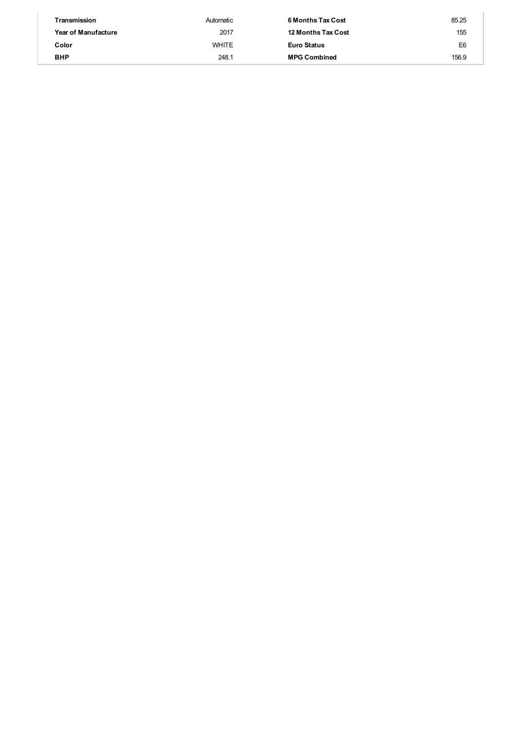| | | | |
|---|---|---|---|
| **Transmission** | Automatic | **6 Months Tax Cost** | 85.25 |
| **Year of Manufacture** | 2017 | **12 Months Tax Cost** | 155 |
| **Color** | WHITE | **Euro Status** | E6 |
| **BHP** | 248.1 | **MPG Combined** | 156.9 |